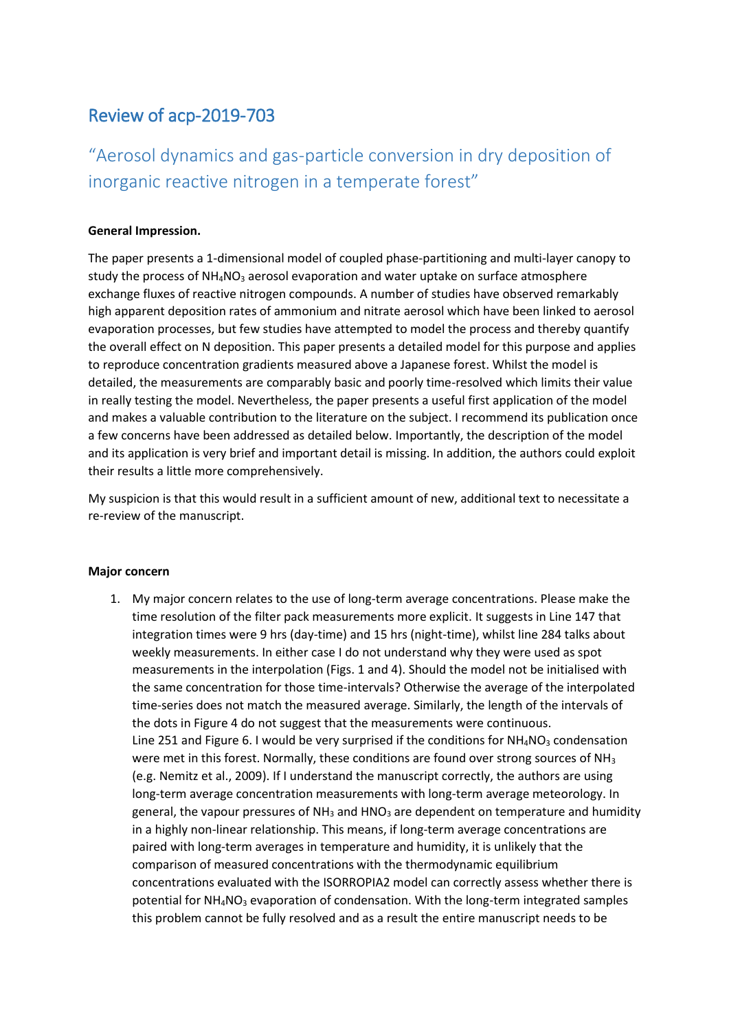# Review of acp-2019-703

## "Aerosol dynamics and gas-particle conversion in dry deposition of inorganic reactive nitrogen in a temperate forest"

**General Impression.**

The paper presents a 1-dimensional model of coupled phase-partitioning and multi-layer canopy to study the process of $NH_4NO_3$ aerosol evaporation and water uptake on surface atmosphere exchange fluxes of reactive nitrogen compounds. A number of studies have observed remarkably high apparent deposition rates of ammonium and nitrate aerosol which have been linked to aerosol evaporation processes, but few studies have attempted to model the process and thereby quantify the overall effect on N deposition. This paper presents a detailed model for this purpose and applies to reproduce concentration gradients measured above a Japanese forest. Whilst the model is detailed, the measurements are comparably basic and poorly time-resolved which limits their value in really testing the model. Nevertheless, the paper presents a useful first application of the model and makes a valuable contribution to the literature on the subject. I recommend its publication once a few concerns have been addressed as detailed below. Importantly, the description of the model and its application is very brief and important detail is missing. In addition, the authors could exploit their results a little more comprehensively.

My suspicion is that this would result in a sufficient amount of new, additional text to necessitate a re-review of the manuscript.

**Major concern**

1. My major concern relates to the use of long-term average concentrations. Please make the time resolution of the filter pack measurements more explicit. It suggests in Line 147 that integration times were 9 hrs (day-time) and 15 hrs (night-time), whilst line 284 talks about weekly measurements. In either case I do not understand why they were used as spot measurements in the interpolation (Figs. 1 and 4). Should the model not be initialised with the same concentration for those time-intervals? Otherwise the average of the interpolated time-series does not match the measured average. Similarly, the length of the intervals of the dots in Figure 4 do not suggest that the measurements were continuous.
   Line 251 and Figure 6. I would be very surprised if the conditions for $NH_4NO_3$ condensation were met in this forest. Normally, these conditions are found over strong sources of $NH_3$ (e.g. Nemitz et al., 2009). If I understand the manuscript correctly, the authors are using long-term average concentration measurements with long-term average meteorology. In general, the vapour pressures of $NH_3$ and $HNO_3$ are dependent on temperature and humidity in a highly non-linear relationship. This means, if long-term average concentrations are paired with long-term averages in temperature and humidity, it is unlikely that the comparison of measured concentrations with the thermodynamic equilibrium concentrations evaluated with the ISORROPIA2 model can correctly assess whether there is potential for $NH_4NO_3$ evaporation of condensation. With the long-term integrated samples this problem cannot be fully resolved and as a result the entire manuscript needs to be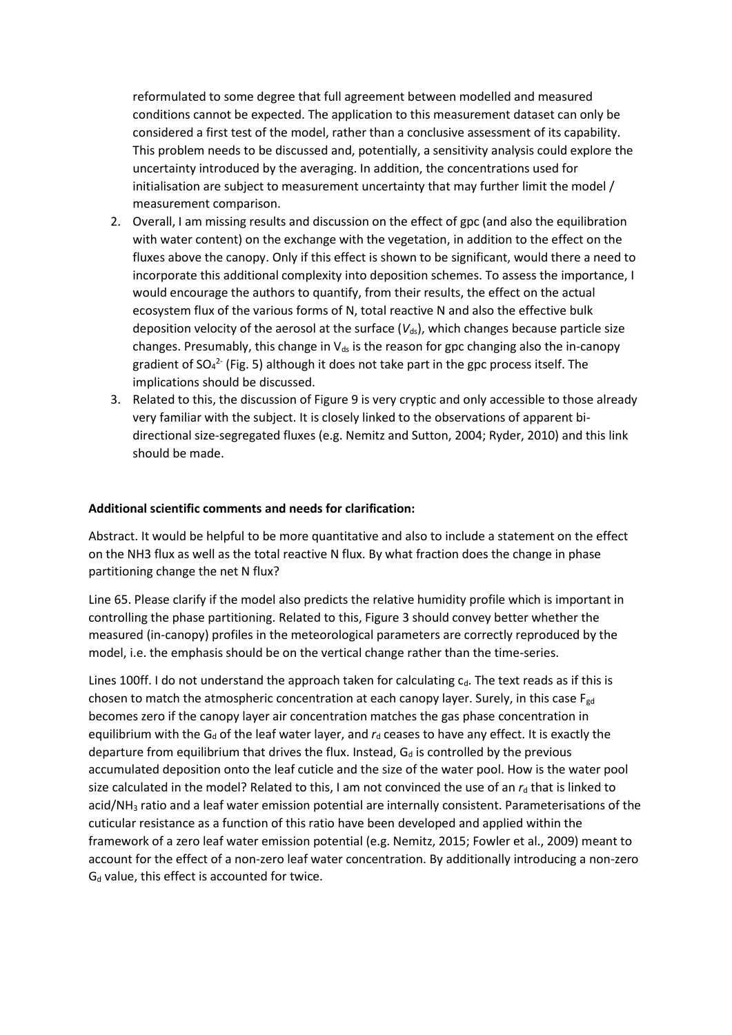reformulated to some degree that full agreement between modelled and measured conditions cannot be expected. The application to this measurement dataset can only be considered a first test of the model, rather than a conclusive assessment of its capability. This problem needs to be discussed and, potentially, a sensitivity analysis could explore the uncertainty introduced by the averaging. In addition, the concentrations used for initialisation are subject to measurement uncertainty that may further limit the model / measurement comparison.

2. Overall, I am missing results and discussion on the effect of gpc (and also the equilibration with water content) on the exchange with the vegetation, in addition to the effect on the fluxes above the canopy. Only if this effect is shown to be significant, would there a need to incorporate this additional complexity into deposition schemes. To assess the importance, I would encourage the authors to quantify, from their results, the effect on the actual ecosystem flux of the various forms of N, total reactive N and also the effective bulk deposition velocity of the aerosol at the surface ($V_{ds}$), which changes because particle size changes. Presumably, this change in $V_{ds}$ is the reason for gpc changing also the in-canopy gradient of $SO_4^{2-}$ (Fig. 5) although it does not take part in the gpc process itself. The implications should be discussed.
3. Related to this, the discussion of Figure 9 is very cryptic and only accessible to those already very familiar with the subject. It is closely linked to the observations of apparent bi-directional size-segregated fluxes (e.g. Nemitz and Sutton, 2004; Ryder, 2010) and this link should be made.

**Additional scientific comments and needs for clarification:**

Abstract. It would be helpful to be more quantitative and also to include a statement on the effect on the NH3 flux as well as the total reactive N flux. By what fraction does the change in phase partitioning change the net N flux?

Line 65. Please clarify if the model also predicts the relative humidity profile which is important in controlling the phase partitioning. Related to this, Figure 3 should convey better whether the measured (in-canopy) profiles in the meteorological parameters are correctly reproduced by the model, i.e. the emphasis should be on the vertical change rather than the time-series.

Lines 100ff. I do not understand the approach taken for calculating $c_d$. The text reads as if this is chosen to match the atmospheric concentration at each canopy layer. Surely, in this case $F_{gd}$ becomes zero if the canopy layer air concentration matches the gas phase concentration in equilibrium with the $G_d$ of the leaf water layer, and $r_d$ ceases to have any effect. It is exactly the departure from equilibrium that drives the flux. Instead, $G_d$ is controlled by the previous accumulated deposition onto the leaf cuticle and the size of the water pool. How is the water pool size calculated in the model? Related to this, I am not convinced the use of an $r_d$ that is linked to acid/$NH_3$ ratio and a leaf water emission potential are internally consistent. Parameterisations of the cuticular resistance as a function of this ratio have been developed and applied within the framework of a zero leaf water emission potential (e.g. Nemitz, 2015; Fowler et al., 2009) meant to account for the effect of a non-zero leaf water concentration. By additionally introducing a non-zero $G_d$ value, this effect is accounted for twice.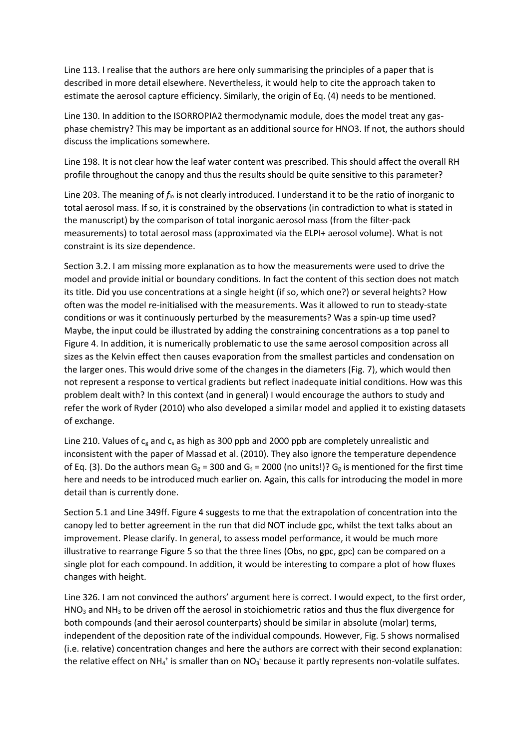Line 113. I realise that the authors are here only summarising the principles of a paper that is described in more detail elsewhere. Nevertheless, it would help to cite the approach taken to estimate the aerosol capture efficiency. Similarly, the origin of Eq. (4) needs to be mentioned.

Line 130. In addition to the ISORROPIA2 thermodynamic module, does the model treat any gas-phase chemistry? This may be important as an additional source for HNO3. If not, the authors should discuss the implications somewhere.

Line 198. It is not clear how the leaf water content was prescribed. This should affect the overall RH profile throughout the canopy and thus the results should be quite sensitive to this parameter?

Line 203. The meaning of $f_{io}$ is not clearly introduced. I understand it to be the ratio of inorganic to total aerosol mass. If so, it is constrained by the observations (in contradiction to what is stated in the manuscript) by the comparison of total inorganic aerosol mass (from the filter-pack measurements) to total aerosol mass (approximated via the ELPI+ aerosol volume). What is not constraint is its size dependence.

Section 3.2. I am missing more explanation as to how the measurements were used to drive the model and provide initial or boundary conditions. In fact the content of this section does not match its title. Did you use concentrations at a single height (if so, which one?) or several heights? How often was the model re-initialised with the measurements. Was it allowed to run to steady-state conditions or was it continuously perturbed by the measurements? Was a spin-up time used? Maybe, the input could be illustrated by adding the constraining concentrations as a top panel to Figure 4. In addition, it is numerically problematic to use the same aerosol composition across all sizes as the Kelvin effect then causes evaporation from the smallest particles and condensation on the larger ones. This would drive some of the changes in the diameters (Fig. 7), which would then not represent a response to vertical gradients but reflect inadequate initial conditions. How was this problem dealt with? In this context (and in general) I would encourage the authors to study and refer the work of Ryder (2010) who also developed a similar model and applied it to existing datasets of exchange.

Line 210. Values of $c_g$ and $c_s$ as high as 300 ppb and 2000 ppb are completely unrealistic and inconsistent with the paper of Massad et al. (2010). They also ignore the temperature dependence of Eq. (3). Do the authors mean $G_g$ = 300 and $G_s$ = 2000 (no units!)? $G_g$ is mentioned for the first time here and needs to be introduced much earlier on. Again, this calls for introducing the model in more detail than is currently done.

Section 5.1 and Line 349ff. Figure 4 suggests to me that the extrapolation of concentration into the canopy led to better agreement in the run that did NOT include gpc, whilst the text talks about an improvement. Please clarify. In general, to assess model performance, it would be much more illustrative to rearrange Figure 5 so that the three lines (Obs, no gpc, gpc) can be compared on a single plot for each compound. In addition, it would be interesting to compare a plot of how fluxes changes with height.

Line 326. I am not convinced the authors' argument here is correct. I would expect, to the first order, $HNO_3$ and $NH_3$ to be driven off the aerosol in stoichiometric ratios and thus the flux divergence for both compounds (and their aerosol counterparts) should be similar in absolute (molar) terms, independent of the deposition rate of the individual compounds. However, Fig. 5 shows normalised (i.e. relative) concentration changes and here the authors are correct with their second explanation: the relative effect on $NH_4^+$ is smaller than on $NO_3^-$ because it partly represents non-volatile sulfates.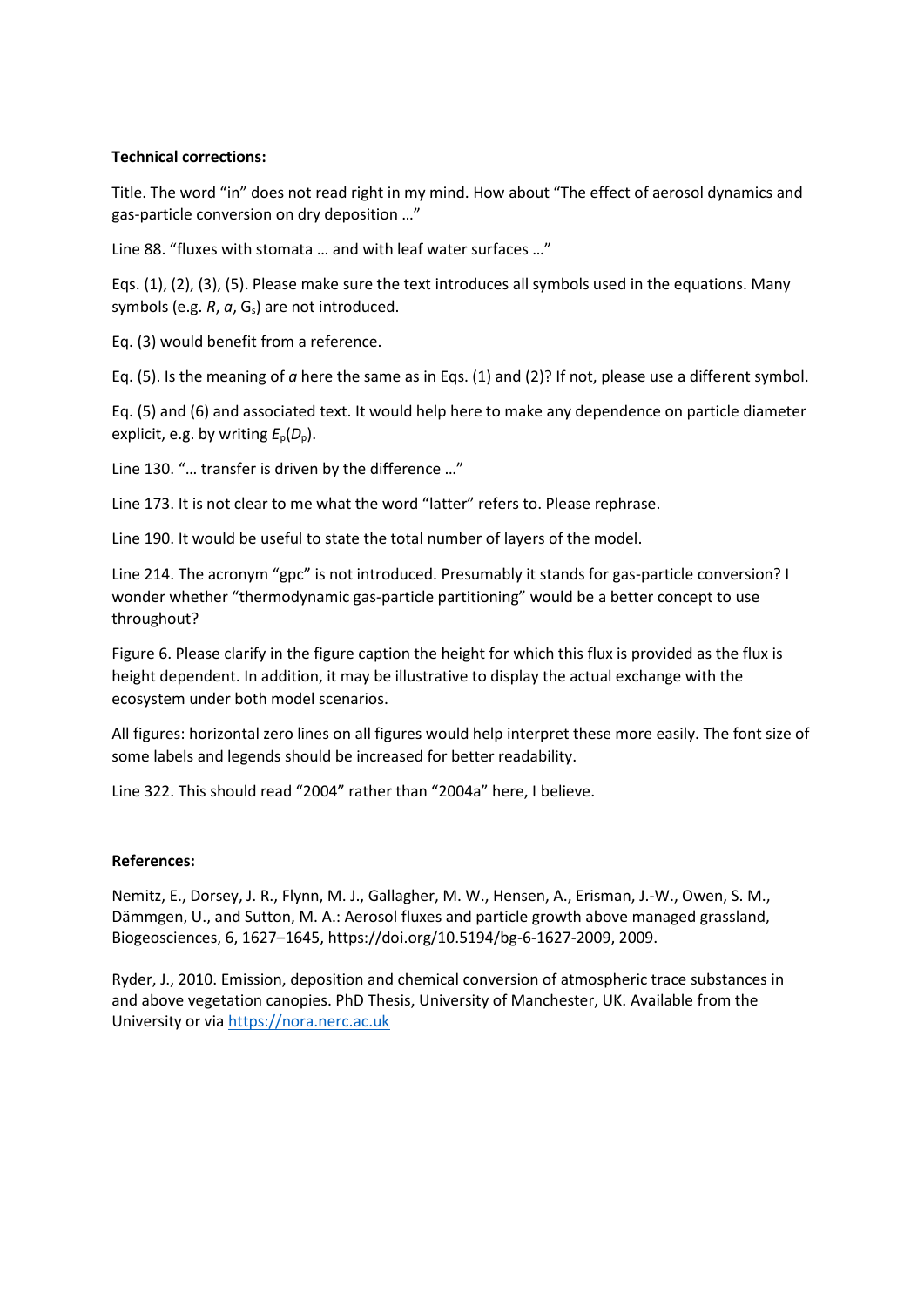**Technical corrections:**

Title. The word "in" does not read right in my mind. How about "The effect of aerosol dynamics and gas-particle conversion on dry deposition …"

Line 88. "fluxes with stomata … and with leaf water surfaces …"

Eqs. (1), (2), (3), (5). Please make sure the text introduces all symbols used in the equations. Many symbols (e.g. $R$, $a$, $G_s$) are not introduced.

Eq. (3) would benefit from a reference.

Eq. (5). Is the meaning of $a$ here the same as in Eqs. (1) and (2)? If not, please use a different symbol.

Eq. (5) and (6) and associated text. It would help here to make any dependence on particle diameter explicit, e.g. by writing $E_p(D_p)$.

Line 130. "… transfer is driven by the difference …"

Line 173. It is not clear to me what the word "latter" refers to. Please rephrase.

Line 190. It would be useful to state the total number of layers of the model.

Line 214. The acronym "gpc" is not introduced. Presumably it stands for gas-particle conversion? I wonder whether "thermodynamic gas-particle partitioning" would be a better concept to use throughout?

Figure 6. Please clarify in the figure caption the height for which this flux is provided as the flux is height dependent. In addition, it may be illustrative to display the actual exchange with the ecosystem under both model scenarios.

All figures: horizontal zero lines on all figures would help interpret these more easily. The font size of some labels and legends should be increased for better readability.

Line 322. This should read "2004" rather than "2004a" here, I believe.

**References:**

Nemitz, E., Dorsey, J. R., Flynn, M. J., Gallagher, M. W., Hensen, A., Erisman, J.-W., Owen, S. M., Dämmgen, U., and Sutton, M. A.: Aerosol fluxes and particle growth above managed grassland, Biogeosciences, 6, 1627–1645, https://doi.org/10.5194/bg-6-1627-2009, 2009.

Ryder, J., 2010. Emission, deposition and chemical conversion of atmospheric trace substances in and above vegetation canopies. PhD Thesis, University of Manchester, UK. Available from the University or via https://nora.nerc.ac.uk